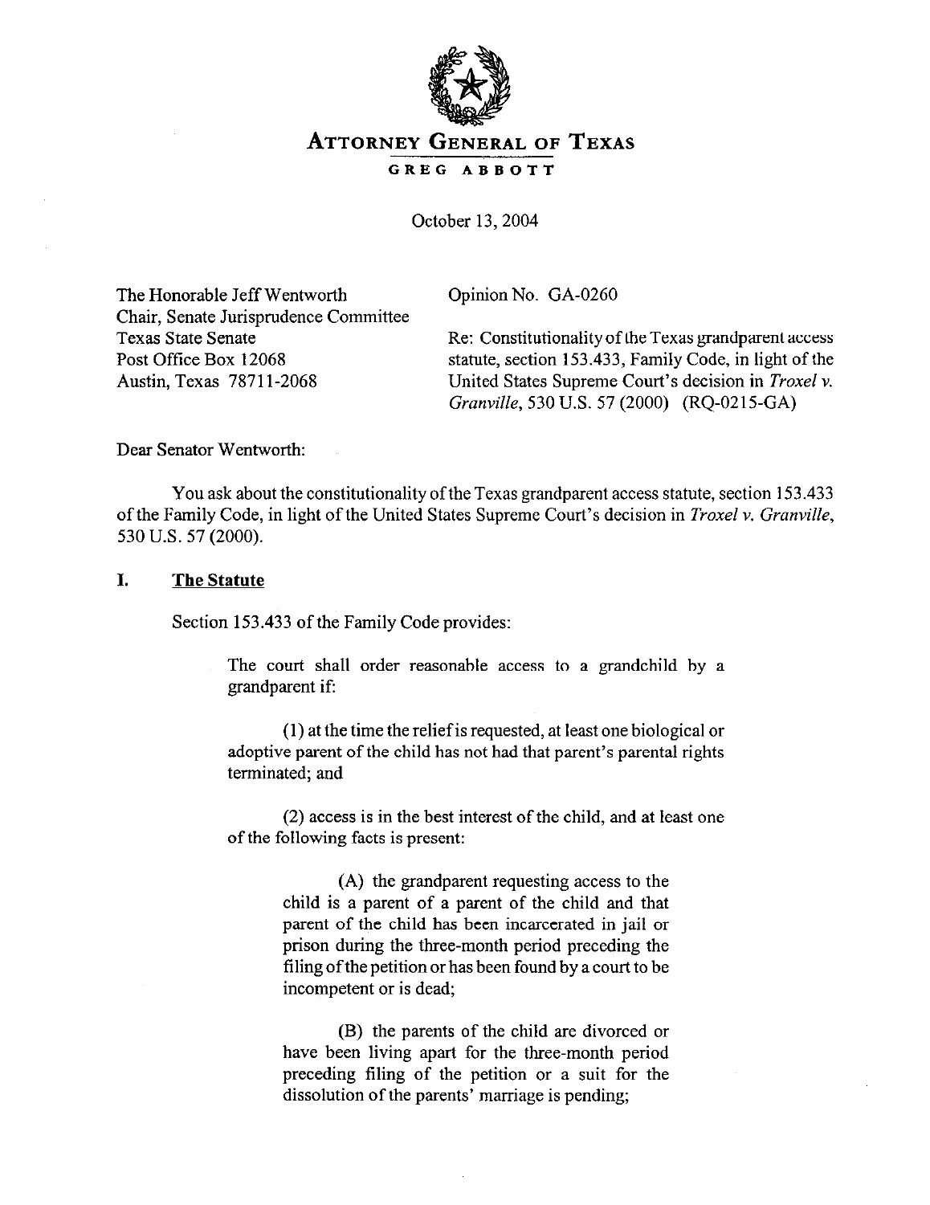# ATTORNEY GENERAL OF TEXAS

**GREG ABBOTT**

October 13, 2004

The Honorable Jeff Wentworth
Chair, Senate Jurisprudence Committee
Texas State Senate
Post Office Box 12068
Austin, Texas 78711-2068

Opinion No. GA-0260

Re: Constitutionality of the Texas grandparent access statute, section 153.433, Family Code, in light of the United States Supreme Court's decision in *Troxel v. Granville*, 530 U.S. 57 (2000) (RQ-0215-GA)

Dear Senator Wentworth:

You ask about the constitutionality of the Texas grandparent access statute, section 153.433 of the Family Code, in light of the United States Supreme Court's decision in *Troxel v. Granville*, 530 U.S. 57 (2000).

## I. The Statute

Section 153.433 of the Family Code provides:

> The court shall order reasonable access to a grandchild by a grandparent if:
>
> (1) at the time the relief is requested, at least one biological or adoptive parent of the child has not had that parent's parental rights terminated; and
>
> (2) access is in the best interest of the child, and at least one of the following facts is present:
>
> > (A) the grandparent requesting access to the child is a parent of a parent of the child and that parent of the child has been incarcerated in jail or prison during the three-month period preceding the filing of the petition or has been found by a court to be incompetent or is dead;
> >
> > (B) the parents of the child are divorced or have been living apart for the three-month period preceding filing of the petition or a suit for the dissolution of the parents' marriage is pending;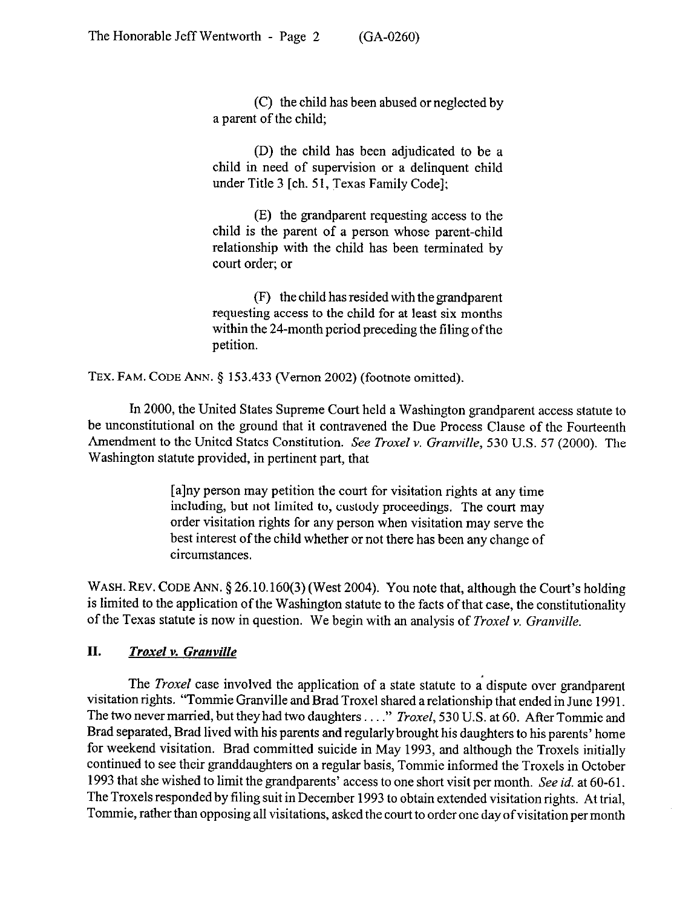> (C) the child has been abused or neglected by a parent of the child;
>
> (D) the child has been adjudicated to be a child in need of supervision or a delinquent child under Title 3 [ch. 51, Texas Family Code];
>
> (E) the grandparent requesting access to the child is the parent of a person whose parent-child relationship with the child has been terminated by court order; or
>
> (F) the child has resided with the grandparent requesting access to the child for at least six months within the 24-month period preceding the filing of the petition.

TEX. FAM. CODE ANN. § 153.433 (Vernon 2002) (footnote omitted).

In 2000, the United States Supreme Court held a Washington grandparent access statute to be unconstitutional on the ground that it contravened the Due Process Clause of the Fourteenth Amendment to the United States Constitution. *See Troxel v. Granville*, 530 U.S. 57 (2000). The Washington statute provided, in pertinent part, that

> [a]ny person may petition the court for visitation rights at any time including, but not limited to, custody proceedings. The court may order visitation rights for any person when visitation may serve the best interest of the child whether or not there has been any change of circumstances.

WASH. REV. CODE ANN. § 26.10.160(3) (West 2004). You note that, although the Court's holding is limited to the application of the Washington statute to the facts of that case, the constitutionality of the Texas statute is now in question. We begin with an analysis of *Troxel v. Granville*.

## II. *Troxel v. Granville*

The *Troxel* case involved the application of a state statute to a dispute over grandparent visitation rights. "Tommie Granville and Brad Troxel shared a relationship that ended in June 1991. The two never married, but they had two daughters . . . ." *Troxel*, 530 U.S. at 60. After Tommie and Brad separated, Brad lived with his parents and regularly brought his daughters to his parents' home for weekend visitation. Brad committed suicide in May 1993, and although the Troxels initially continued to see their granddaughters on a regular basis, Tommie informed the Troxels in October 1993 that she wished to limit the grandparents' access to one short visit per month. *See id.* at 60-61. The Troxels responded by filing suit in December 1993 to obtain extended visitation rights. At trial, Tommie, rather than opposing all visitations, asked the court to order one day of visitation per month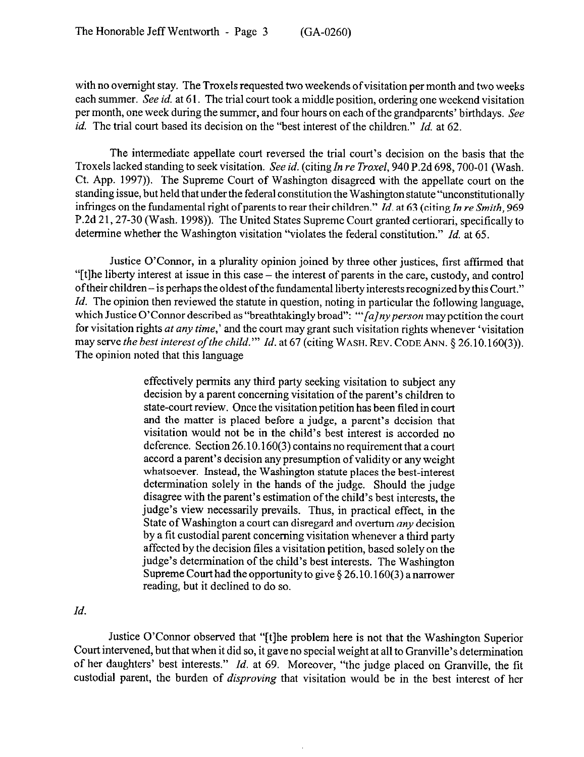with no overnight stay. The Troxels requested two weekends of visitation per month and two weeks each summer. *See id.* at 61. The trial court took a middle position, ordering one weekend visitation per month, one week during the summer, and four hours on each of the grandparents' birthdays. *See id.* The trial court based its decision on the "best interest of the children." *Id.* at 62.

The intermediate appellate court reversed the trial court's decision on the basis that the Troxels lacked standing to seek visitation. *See id.* (citing *In re Troxel*, 940 P.2d 698, 700-01 (Wash. Ct. App. 1997)). The Supreme Court of Washington disagreed with the appellate court on the standing issue, but held that under the federal constitution the Washington statute "unconstitutionally infringes on the fundamental right of parents to rear their children." *Id.* at 63 (citing *In re Smith*, 969 P.2d 21, 27-30 (Wash. 1998)). The United States Supreme Court granted certiorari, specifically to determine whether the Washington visitation "violates the federal constitution." *Id.* at 65.

Justice O'Connor, in a plurality opinion joined by three other justices, first affirmed that "[t]he liberty interest at issue in this case – the interest of parents in the care, custody, and control of their children – is perhaps the oldest of the fundamental liberty interests recognized by this Court." *Id.* The opinion then reviewed the statute in question, noting in particular the following language, which Justice O'Connor described as "breathtakingly broad": "'*[a]ny person* may petition the court for visitation rights *at any time*,' and the court may grant such visitation rights whenever 'visitation may serve *the best interest of the child*.'" *Id.* at 67 (citing WASH. REV. CODE ANN. § 26.10.160(3)). The opinion noted that this language

> effectively permits any third party seeking visitation to subject any decision by a parent concerning visitation of the parent's children to state-court review. Once the visitation petition has been filed in court and the matter is placed before a judge, a parent's decision that visitation would not be in the child's best interest is accorded no deference. Section 26.10.160(3) contains no requirement that a court accord a parent's decision any presumption of validity or any weight whatsoever. Instead, the Washington statute places the best-interest determination solely in the hands of the judge. Should the judge disagree with the parent's estimation of the child's best interests, the judge's view necessarily prevails. Thus, in practical effect, in the State of Washington a court can disregard and overturn *any* decision by a fit custodial parent concerning visitation whenever a third party affected by the decision files a visitation petition, based solely on the judge's determination of the child's best interests. The Washington Supreme Court had the opportunity to give § 26.10.160(3) a narrower reading, but it declined to do so.

*Id.*

Justice O'Connor observed that "[t]he problem here is not that the Washington Superior Court intervened, but that when it did so, it gave no special weight at all to Granville's determination of her daughters' best interests." *Id.* at 69. Moreover, "the judge placed on Granville, the fit custodial parent, the burden of *disproving* that visitation would be in the best interest of her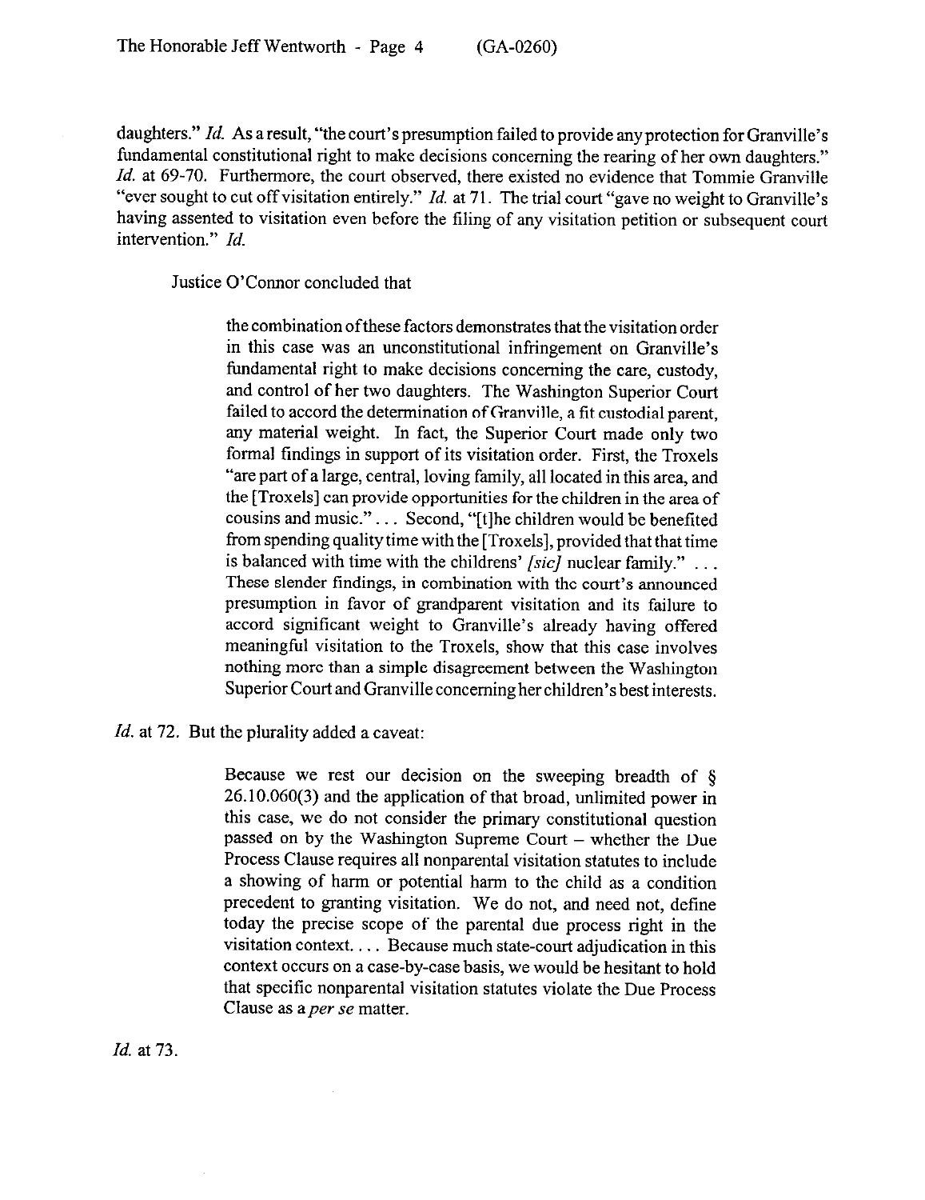daughters." *Id.* As a result, "the court's presumption failed to provide any protection for Granville's fundamental constitutional right to make decisions concerning the rearing of her own daughters." *Id.* at 69-70. Furthermore, the court observed, there existed no evidence that Tommie Granville "ever sought to cut off visitation entirely." *Id.* at 71. The trial court "gave no weight to Granville's having assented to visitation even before the filing of any visitation petition or subsequent court intervention." *Id.*

Justice O'Connor concluded that

> the combination of these factors demonstrates that the visitation order in this case was an unconstitutional infringement on Granville's fundamental right to make decisions concerning the care, custody, and control of her two daughters. The Washington Superior Court failed to accord the determination of Granville, a fit custodial parent, any material weight. In fact, the Superior Court made only two formal findings in support of its visitation order. First, the Troxels "are part of a large, central, loving family, all located in this area, and the [Troxels] can provide opportunities for the children in the area of cousins and music." . . . Second, "[t]he children would be benefited from spending quality time with the [Troxels], provided that that time is balanced with time with the childrens' *[sic]* nuclear family." . . . These slender findings, in combination with the court's announced presumption in favor of grandparent visitation and its failure to accord significant weight to Granville's already having offered meaningful visitation to the Troxels, show that this case involves nothing more than a simple disagreement between the Washington Superior Court and Granville concerning her children's best interests.

*Id.* at 72. But the plurality added a caveat:

> Because we rest our decision on the sweeping breadth of § 26.10.060(3) and the application of that broad, unlimited power in this case, we do not consider the primary constitutional question passed on by the Washington Supreme Court – whether the Due Process Clause requires all nonparental visitation statutes to include a showing of harm or potential harm to the child as a condition precedent to granting visitation. We do not, and need not, define today the precise scope of the parental due process right in the visitation context. . . . Because much state-court adjudication in this context occurs on a case-by-case basis, we would be hesitant to hold that specific nonparental visitation statutes violate the Due Process Clause as a *per se* matter.

*Id.* at 73.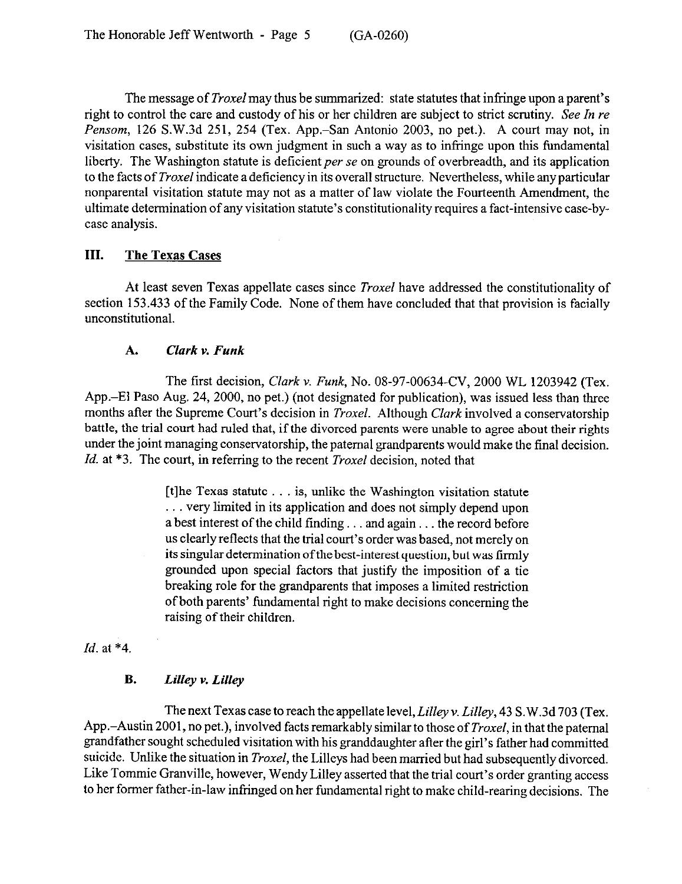The message of *Troxel* may thus be summarized: state statutes that infringe upon a parent's right to control the care and custody of his or her children are subject to strict scrutiny. *See In re Pensom*, 126 S.W.3d 251, 254 (Tex. App.–San Antonio 2003, no pet.). A court may not, in visitation cases, substitute its own judgment in such a way as to infringe upon this fundamental liberty. The Washington statute is deficient *per se* on grounds of overbreadth, and its application to the facts of *Troxel* indicate a deficiency in its overall structure. Nevertheless, while any particular nonparental visitation statute may not as a matter of law violate the Fourteenth Amendment, the ultimate determination of any visitation statute's constitutionality requires a fact-intensive case-by-case analysis.

## III. The Texas Cases

At least seven Texas appellate cases since *Troxel* have addressed the constitutionality of section 153.433 of the Family Code. None of them have concluded that that provision is facially unconstitutional.

### A. *Clark v. Funk*

The first decision, *Clark v. Funk*, No. 08-97-00634-CV, 2000 WL 1203942 (Tex. App.–El Paso Aug. 24, 2000, no pet.) (not designated for publication), was issued less than three months after the Supreme Court's decision in *Troxel*. Although *Clark* involved a conservatorship battle, the trial court had ruled that, if the divorced parents were unable to agree about their rights under the joint managing conservatorship, the paternal grandparents would make the final decision. *Id.* at *3. The court, in referring to the recent *Troxel* decision, noted that

> [t]he Texas statute . . . is, unlike the Washington visitation statute . . . very limited in its application and does not simply depend upon a best interest of the child finding . . . and again . . . the record before us clearly reflects that the trial court's order was based, not merely on its singular determination of the best-interest question, but was firmly grounded upon special factors that justify the imposition of a tie breaking role for the grandparents that imposes a limited restriction of both parents' fundamental right to make decisions concerning the raising of their children.

*Id.* at *4.

### B. *Lilley v. Lilley*

The next Texas case to reach the appellate level, *Lilley v. Lilley*, 43 S.W.3d 703 (Tex. App.–Austin 2001, no pet.), involved facts remarkably similar to those of *Troxel*, in that the paternal grandfather sought scheduled visitation with his granddaughter after the girl's father had committed suicide. Unlike the situation in *Troxel*, the Lilleys had been married but had subsequently divorced. Like Tommie Granville, however, Wendy Lilley asserted that the trial court's order granting access to her former father-in-law infringed on her fundamental right to make child-rearing decisions. The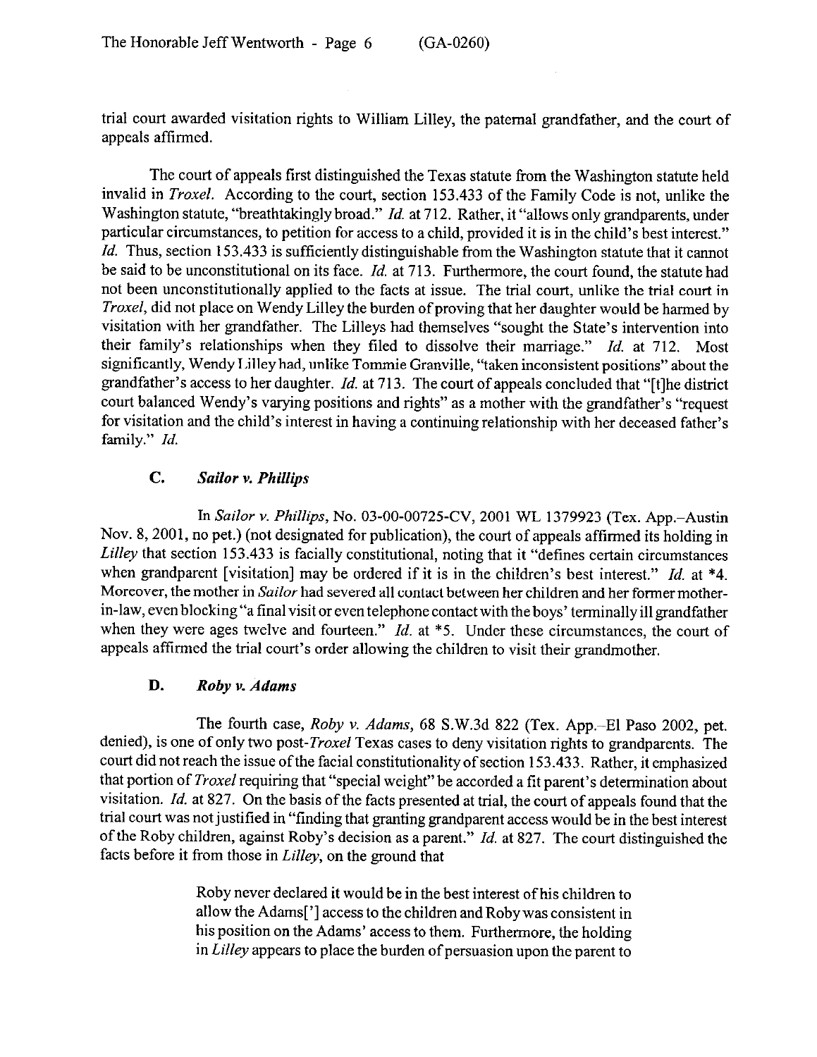trial court awarded visitation rights to William Lilley, the paternal grandfather, and the court of appeals affirmed.

The court of appeals first distinguished the Texas statute from the Washington statute held invalid in *Troxel*. According to the court, section 153.433 of the Family Code is not, unlike the Washington statute, "breathtakingly broad." *Id.* at 712. Rather, it "allows only grandparents, under particular circumstances, to petition for access to a child, provided it is in the child's best interest." *Id.* Thus, section 153.433 is sufficiently distinguishable from the Washington statute that it cannot be said to be unconstitutional on its face. *Id.* at 713. Furthermore, the court found, the statute had not been unconstitutionally applied to the facts at issue. The trial court, unlike the trial court in *Troxel*, did not place on Wendy Lilley the burden of proving that her daughter would be harmed by visitation with her grandfather. The Lilleys had themselves "sought the State's intervention into their family's relationships when they filed to dissolve their marriage." *Id.* at 712. Most significantly, Wendy Lilley had, unlike Tommie Granville, "taken inconsistent positions" about the grandfather's access to her daughter. *Id.* at 713. The court of appeals concluded that "[t]he district court balanced Wendy's varying positions and rights" as a mother with the grandfather's "request for visitation and the child's interest in having a continuing relationship with her deceased father's family." *Id.*

### C. *Sailor v. Phillips*

In *Sailor v. Phillips*, No. 03-00-00725-CV, 2001 WL 1379923 (Tex. App.–Austin Nov. 8, 2001, no pet.) (not designated for publication), the court of appeals affirmed its holding in *Lilley* that section 153.433 is facially constitutional, noting that it "defines certain circumstances when grandparent [visitation] may be ordered if it is in the children's best interest." *Id.* at *4. Moreover, the mother in *Sailor* had severed all contact between her children and her former mother-in-law, even blocking "a final visit or even telephone contact with the boys' terminally ill grandfather when they were ages twelve and fourteen." *Id.* at *5. Under these circumstances, the court of appeals affirmed the trial court's order allowing the children to visit their grandmother.

### D. *Roby v. Adams*

The fourth case, *Roby v. Adams*, 68 S.W.3d 822 (Tex. App.–El Paso 2002, pet. denied), is one of only two post-*Troxel* Texas cases to deny visitation rights to grandparents. The court did not reach the issue of the facial constitutionality of section 153.433. Rather, it emphasized that portion of *Troxel* requiring that "special weight" be accorded a fit parent's determination about visitation. *Id.* at 827. On the basis of the facts presented at trial, the court of appeals found that the trial court was not justified in "finding that granting grandparent access would be in the best interest of the Roby children, against Roby's decision as a parent." *Id.* at 827. The court distinguished the facts before it from those in *Lilley*, on the ground that

> Roby never declared it would be in the best interest of his children to allow the Adams['] access to the children and Roby was consistent in his position on the Adams' access to them. Furthermore, the holding in *Lilley* appears to place the burden of persuasion upon the parent to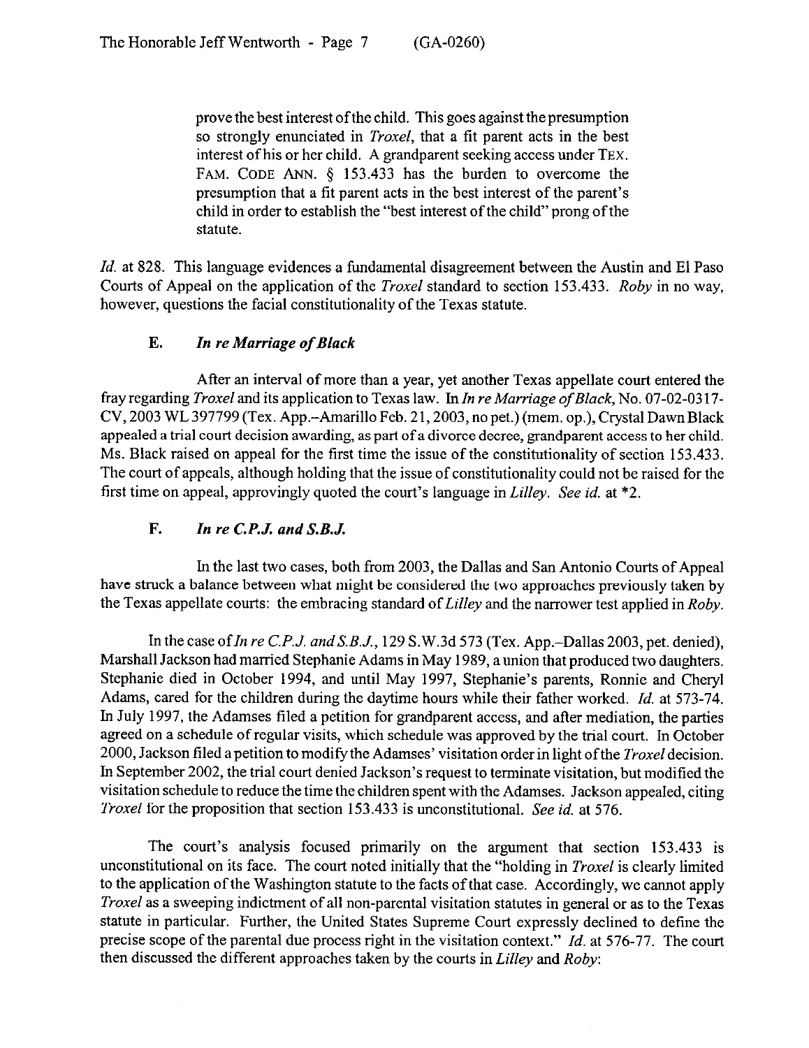> prove the best interest of the child. This goes against the presumption so strongly enunciated in *Troxel*, that a fit parent acts in the best interest of his or her child. A grandparent seeking access under TEX. FAM. CODE ANN. § 153.433 has the burden to overcome the presumption that a fit parent acts in the best interest of the parent's child in order to establish the "best interest of the child" prong of the statute.

*Id.* at 828. This language evidences a fundamental disagreement between the Austin and El Paso Courts of Appeal on the application of the *Troxel* standard to section 153.433. *Roby* in no way, however, questions the facial constitutionality of the Texas statute.

### E. *In re Marriage of Black*

After an interval of more than a year, yet another Texas appellate court entered the fray regarding *Troxel* and its application to Texas law. In *In re Marriage of Black*, No. 07-02-0317-CV, 2003 WL 397799 (Tex. App.–Amarillo Feb. 21, 2003, no pet.) (mem. op.), Crystal Dawn Black appealed a trial court decision awarding, as part of a divorce decree, grandparent access to her child. Ms. Black raised on appeal for the first time the issue of the constitutionality of section 153.433. The court of appeals, although holding that the issue of constitutionality could not be raised for the first time on appeal, approvingly quoted the court's language in *Lilley*. *See id.* at *2.

### F. *In re C.P.J. and S.B.J.*

In the last two cases, both from 2003, the Dallas and San Antonio Courts of Appeal have struck a balance between what might be considered the two approaches previously taken by the Texas appellate courts: the embracing standard of *Lilley* and the narrower test applied in *Roby*.

In the case of *In re C.P.J. and S.B.J.*, 129 S.W.3d 573 (Tex. App.–Dallas 2003, pet. denied), Marshall Jackson had married Stephanie Adams in May 1989, a union that produced two daughters. Stephanie died in October 1994, and until May 1997, Stephanie's parents, Ronnie and Cheryl Adams, cared for the children during the daytime hours while their father worked. *Id.* at 573-74. In July 1997, the Adamses filed a petition for grandparent access, and after mediation, the parties agreed on a schedule of regular visits, which schedule was approved by the trial court. In October 2000, Jackson filed a petition to modify the Adamses' visitation order in light of the *Troxel* decision. In September 2002, the trial court denied Jackson's request to terminate visitation, but modified the visitation schedule to reduce the time the children spent with the Adamses. Jackson appealed, citing *Troxel* for the proposition that section 153.433 is unconstitutional. *See id.* at 576.

The court's analysis focused primarily on the argument that section 153.433 is unconstitutional on its face. The court noted initially that the "holding in *Troxel* is clearly limited to the application of the Washington statute to the facts of that case. Accordingly, we cannot apply *Troxel* as a sweeping indictment of all non-parental visitation statutes in general or as to the Texas statute in particular. Further, the United States Supreme Court expressly declined to define the precise scope of the parental due process right in the visitation context." *Id.* at 576-77. The court then discussed the different approaches taken by the courts in *Lilley* and *Roby*: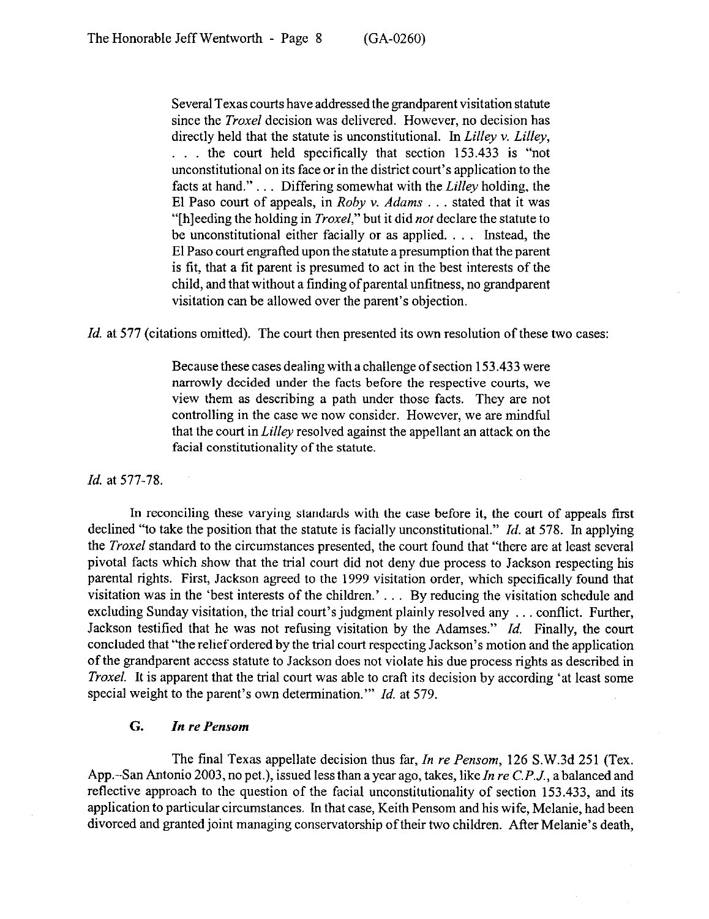> Several Texas courts have addressed the grandparent visitation statute since the *Troxel* decision was delivered. However, no decision has directly held that the statute is unconstitutional. In *Lilley v. Lilley*, . . . the court held specifically that section 153.433 is "not unconstitutional on its face or in the district court's application to the facts at hand." . . . Differing somewhat with the *Lilley* holding, the El Paso court of appeals, in *Roby v. Adams* . . . stated that it was "[h]eeding the holding in *Troxel*," but it did *not* declare the statute to be unconstitutional either facially or as applied. . . . Instead, the El Paso court engrafted upon the statute a presumption that the parent is fit, that a fit parent is presumed to act in the best interests of the child, and that without a finding of parental unfitness, no grandparent visitation can be allowed over the parent's objection.

*Id.* at 577 (citations omitted). The court then presented its own resolution of these two cases:

> Because these cases dealing with a challenge of section 153.433 were narrowly decided under the facts before the respective courts, we view them as describing a path under those facts. They are not controlling in the case we now consider. However, we are mindful that the court in *Lilley* resolved against the appellant an attack on the facial constitutionality of the statute.

*Id.* at 577-78.

In reconciling these varying standards with the case before it, the court of appeals first declined "to take the position that the statute is facially unconstitutional." *Id.* at 578. In applying the *Troxel* standard to the circumstances presented, the court found that "there are at least several pivotal facts which show that the trial court did not deny due process to Jackson respecting his parental rights. First, Jackson agreed to the 1999 visitation order, which specifically found that visitation was in the 'best interests of the children.' . . . By reducing the visitation schedule and excluding Sunday visitation, the trial court's judgment plainly resolved any . . . conflict. Further, Jackson testified that he was not refusing visitation by the Adamses." *Id.* Finally, the court concluded that "the relief ordered by the trial court respecting Jackson's motion and the application of the grandparent access statute to Jackson does not violate his due process rights as described in *Troxel*. It is apparent that the trial court was able to craft its decision by according 'at least some special weight to the parent's own determination.'" *Id.* at 579.

### G. *In re Pensom*

The final Texas appellate decision thus far, *In re Pensom*, 126 S.W.3d 251 (Tex. App.–San Antonio 2003, no pet.), issued less than a year ago, takes, like *In re C.P.J.*, a balanced and reflective approach to the question of the facial unconstitutionality of section 153.433, and its application to particular circumstances. In that case, Keith Pensom and his wife, Melanie, had been divorced and granted joint managing conservatorship of their two children. After Melanie's death,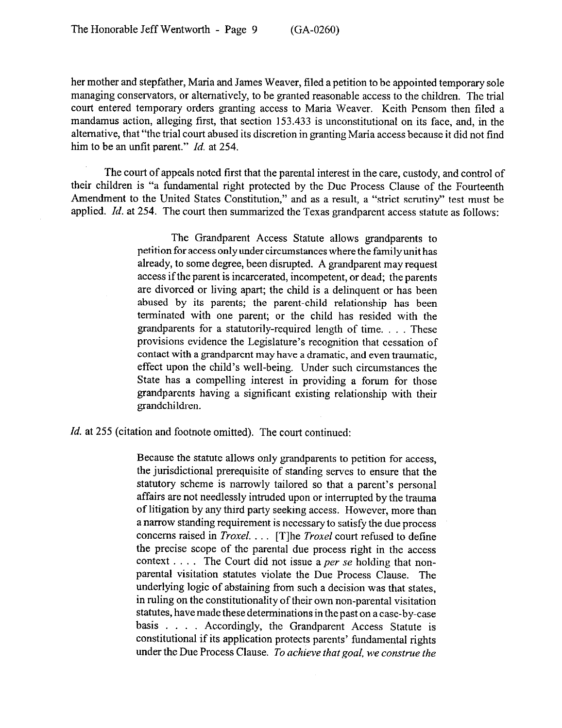her mother and stepfather, Maria and James Weaver, filed a petition to be appointed temporary sole managing conservators, or alternatively, to be granted reasonable access to the children. The trial court entered temporary orders granting access to Maria Weaver. Keith Pensom then filed a mandamus action, alleging first, that section 153.433 is unconstitutional on its face, and, in the alternative, that "the trial court abused its discretion in granting Maria access because it did not find him to be an unfit parent." *Id.* at 254.

The court of appeals noted first that the parental interest in the care, custody, and control of their children is "a fundamental right protected by the Due Process Clause of the Fourteenth Amendment to the United States Constitution," and as a result, a "strict scrutiny" test must be applied. *Id.* at 254. The court then summarized the Texas grandparent access statute as follows:

> The Grandparent Access Statute allows grandparents to petition for access only under circumstances where the family unit has already, to some degree, been disrupted. A grandparent may request access if the parent is incarcerated, incompetent, or dead; the parents are divorced or living apart; the child is a delinquent or has been abused by its parents; the parent-child relationship has been terminated with one parent; or the child has resided with the grandparents for a statutorily-required length of time. . . . These provisions evidence the Legislature's recognition that cessation of contact with a grandparent may have a dramatic, and even traumatic, effect upon the child's well-being. Under such circumstances the State has a compelling interest in providing a forum for those grandparents having a significant existing relationship with their grandchildren.

*Id.* at 255 (citation and footnote omitted). The court continued:

> Because the statute allows only grandparents to petition for access, the jurisdictional prerequisite of standing serves to ensure that the statutory scheme is narrowly tailored so that a parent's personal affairs are not needlessly intruded upon or interrupted by the trauma of litigation by any third party seeking access. However, more than a narrow standing requirement is necessary to satisfy the due process concerns raised in *Troxel*. . . . [T]he *Troxel* court refused to define the precise scope of the parental due process right in the access context . . . . The Court did not issue a *per se* holding that non-parental visitation statutes violate the Due Process Clause. The underlying logic of abstaining from such a decision was that states, in ruling on the constitutionality of their own non-parental visitation statutes, have made these determinations in the past on a case-by-case basis . . . . Accordingly, the Grandparent Access Statute is constitutional if its application protects parents' fundamental rights under the Due Process Clause. *To achieve that goal, we construe the*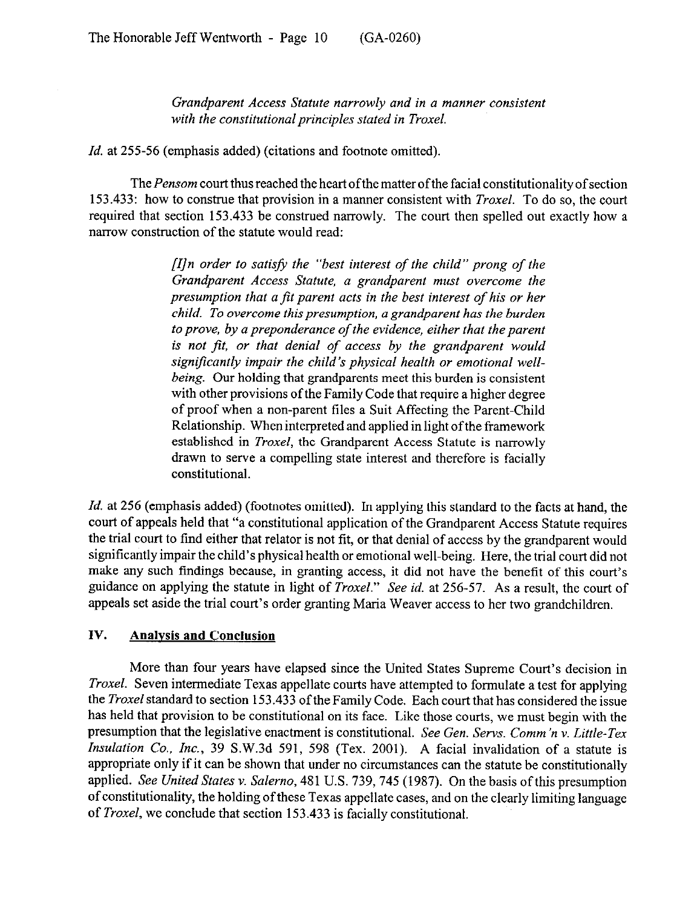*Grandparent Access Statute narrowly and in a manner consistent with the constitutional principles stated in Troxel.*

*Id.* at 255-56 (emphasis added) (citations and footnote omitted).

The *Pensom* court thus reached the heart of the matter of the facial constitutionality of section 153.433: how to construe that provision in a manner consistent with *Troxel*. To do so, the court required that section 153.433 be construed narrowly. The court then spelled out exactly how a narrow construction of the statute would read:

> *[I]n order to satisfy the "best interest of the child" prong of the Grandparent Access Statute, a grandparent must overcome the presumption that a fit parent acts in the best interest of his or her child. To overcome this presumption, a grandparent has the burden to prove, by a preponderance of the evidence, either that the parent is not fit, or that denial of access by the grandparent would significantly impair the child's physical health or emotional well-being.* Our holding that grandparents meet this burden is consistent with other provisions of the Family Code that require a higher degree of proof when a non-parent files a Suit Affecting the Parent-Child Relationship. When interpreted and applied in light of the framework established in *Troxel*, the Grandparent Access Statute is narrowly drawn to serve a compelling state interest and therefore is facially constitutional.

*Id.* at 256 (emphasis added) (footnotes omitted). In applying this standard to the facts at hand, the court of appeals held that "a constitutional application of the Grandparent Access Statute requires the trial court to find either that relator is not fit, or that denial of access by the grandparent would significantly impair the child's physical health or emotional well-being. Here, the trial court did not make any such findings because, in granting access, it did not have the benefit of this court's guidance on applying the statute in light of *Troxel*." *See id.* at 256-57. As a result, the court of appeals set aside the trial court's order granting Maria Weaver access to her two grandchildren.

## IV. Analysis and Conclusion

More than four years have elapsed since the United States Supreme Court's decision in *Troxel*. Seven intermediate Texas appellate courts have attempted to formulate a test for applying the *Troxel* standard to section 153.433 of the Family Code. Each court that has considered the issue has held that provision to be constitutional on its face. Like those courts, we must begin with the presumption that the legislative enactment is constitutional. *See Gen. Servs. Comm'n v. Little-Tex Insulation Co., Inc.*, 39 S.W.3d 591, 598 (Tex. 2001). A facial invalidation of a statute is appropriate only if it can be shown that under no circumstances can the statute be constitutionally applied. *See United States v. Salerno*, 481 U.S. 739, 745 (1987). On the basis of this presumption of constitutionality, the holding of these Texas appellate cases, and on the clearly limiting language of *Troxel*, we conclude that section 153.433 is facially constitutional.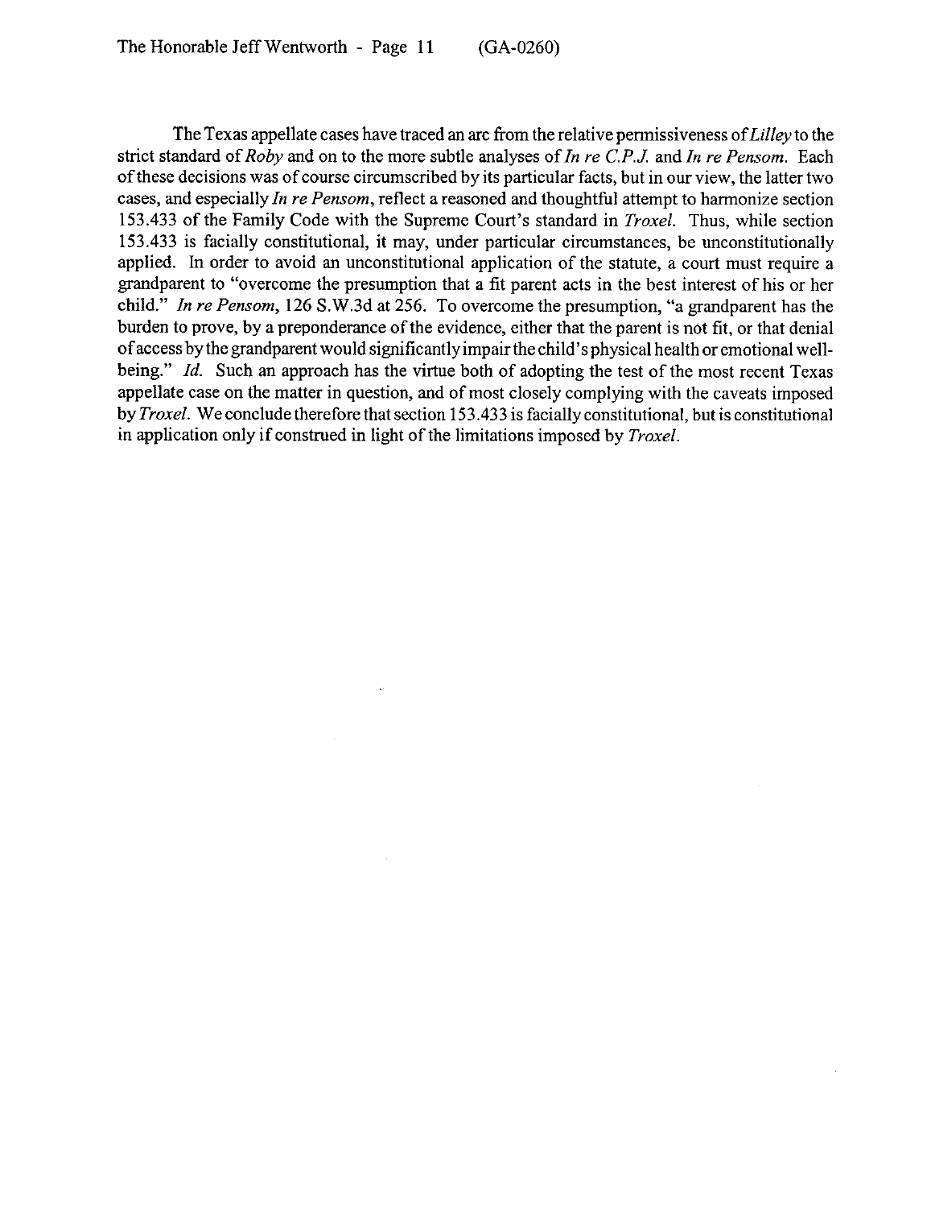The Texas appellate cases have traced an arc from the relative permissiveness of *Lilley* to the strict standard of *Roby* and on to the more subtle analyses of *In re C.P.J.* and *In re Pensom*. Each of these decisions was of course circumscribed by its particular facts, but in our view, the latter two cases, and especially *In re Pensom*, reflect a reasoned and thoughtful attempt to harmonize section 153.433 of the Family Code with the Supreme Court's standard in *Troxel*. Thus, while section 153.433 is facially constitutional, it may, under particular circumstances, be unconstitutionally applied. In order to avoid an unconstitutional application of the statute, a court must require a grandparent to "overcome the presumption that a fit parent acts in the best interest of his or her child." *In re Pensom*, 126 S.W.3d at 256. To overcome the presumption, "a grandparent has the burden to prove, by a preponderance of the evidence, either that the parent is not fit, or that denial of access by the grandparent would significantly impair the child's physical health or emotional well-being." *Id.* Such an approach has the virtue both of adopting the test of the most recent Texas appellate case on the matter in question, and of most closely complying with the caveats imposed by *Troxel*. We conclude therefore that section 153.433 is facially constitutional, but is constitutional in application only if construed in light of the limitations imposed by *Troxel*.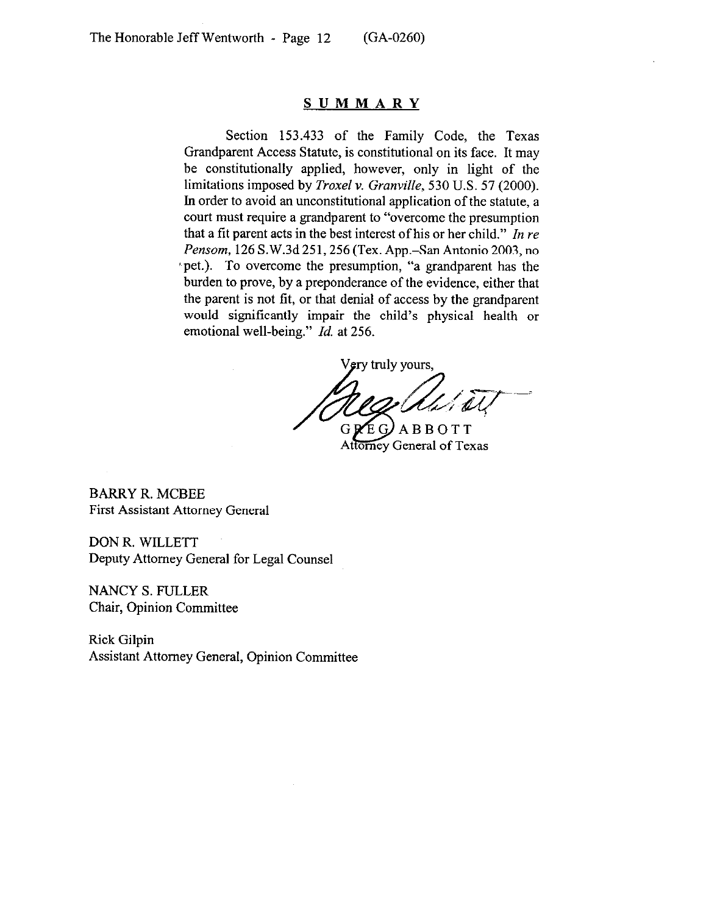## SUMMARY

Section 153.433 of the Family Code, the Texas Grandparent Access Statute, is constitutional on its face. It may be constitutionally applied, however, only in light of the limitations imposed by *Troxel v. Granville*, 530 U.S. 57 (2000). In order to avoid an unconstitutional application of the statute, a court must require a grandparent to "overcome the presumption that a fit parent acts in the best interest of his or her child." *In re Pensom*, 126 S.W.3d 251, 256 (Tex. App.–San Antonio 2003, no pet.). To overcome the presumption, "a grandparent has the burden to prove, by a preponderance of the evidence, either that the parent is not fit, or that denial of access by the grandparent would significantly impair the child's physical health or emotional well-being." *Id.* at 256.

Very truly yours,

GREG ABBOTT
Attorney General of Texas

BARRY R. MCBEE
First Assistant Attorney General

DON R. WILLETT
Deputy Attorney General for Legal Counsel

NANCY S. FULLER
Chair, Opinion Committee

Rick Gilpin
Assistant Attorney General, Opinion Committee